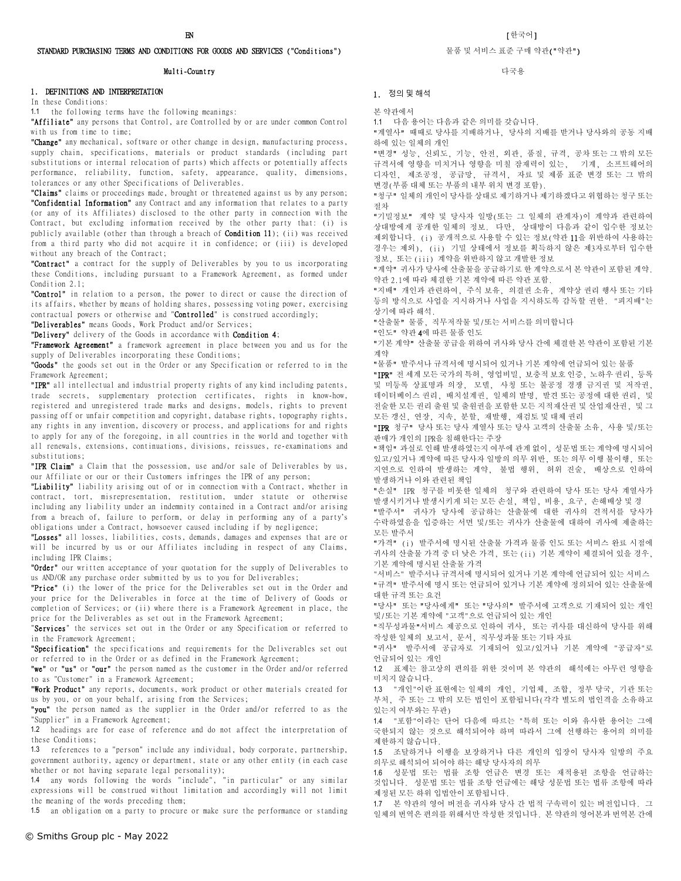EN

STANDARD PURCHASING TERMS AND CONDITIONS FOR GOODS AND SERVICES ("Conditions")

Multi-Country

## 1. DEFINITIONS AND INTERPRETATION

In these Conditions:

1.1 the following terms have the following meanings:

**"Affiliate"** any persons that Control, are Controlled by or are under common Control with us from time to time;

**"Change"** any mechanical, software or other change in design, manufacturing process, supply chain, specifications, materials or product standards (including part substitutions or internal relocation of parts) which affects or potentially affects performance, reliability, function, safety, appearance, quality, dimensions, tolerances or any other Specifications of Deliverables.

**"Claims"** claims or proceedings made, brought or threatened against us by any person;

**"Confidential Information"** any Contract and any information that relates to a party (or any of its Affiliates) disclosed to the other party in connection with the Contract, but excluding information received by the other party that: (i) is publicly available (other than through a breach of **Condition 11**); (ii) was received from a third party who did not acquire it in confidence; or (iii) is developed without any breach of the Contract;

**"Contract"** a contract for the supply of Deliverables by you to us incorporating these Conditions, including pursuant to a Framework Agreement, as formed under Condition 2.1;

**"Control"** in relation to a person, the power to direct or cause the direction of its affairs, whether by means of holding shares, possessing voting power, exercising contractual powers or otherwise and "**Controlled**" is construed accordingly;

**"Deliverables"** means Goods, Work Product and/or Services;

**"Delivery"** delivery of the Goods in accordance with **Condition 4**;

**"Framework Agreement"** a framework agreement in place between you and us for the supply of Deliverables incorporating these Conditions;

**"Goods"** the goods set out in the Order or any Specification or referred to in the Framework Agreement;

**"IPR"** all intellectual and industrial property rights of any kind including patents, trade secrets, supplementary protection certificates, rights in know-how, registered and unregistered trade marks and designs, models, rights to prevent passing off or unfair competition and copyright, database rights, topography rights, any rights in any invention, discovery or process, and applications for and rights to apply for any of the foregoing, in all countries in the world and together with all renewals, extensions, continuations, divisions, reissues, re-examinations and substitutions;

**"IPR Claim"** a Claim that the possession, use and/or sale of Deliverables by us, our Affiliate or our or their Customers infringes the IPR of any person;

**"Liability"** liability arising out of or in connection with a Contract, whether in contract, tort, misrepresentation, restitution, under statute or otherwise including any liability under an indemnity contained in a Contract and/or arising from a breach of, failure to perform, or delay in performing any of a party's obligations under a Contract, howsoever caused including if by negligence;

**"Losses"** all losses, liabilities, costs, demands, damages and expenses that are or will be incurred by us or our Affiliates including in respect of any Claims, including IPR Claims;

**"Order"** our written acceptance of your quotation for the supply of Deliverables to us AND/OR any purchase order submitted by us to you for Deliverables;

**"Price"** (i) the lower of the price for the Deliverables set out in the Order and your price for the Deliverables in force at the time of Delivery of Goods or completion of Services; or (ii) where there is a Framework Agreement in place, the price for the Deliverables as set out in the Framework Agreement;

**"Services"** the services set out in the Order or any Specification or referred to in the Framework Agreement;

**"Specification"** the specifications and requirements for the Deliverables set out or referred to in the Order or as defined in the Framework Agreement;

**"we"** or **"us"** or **"our"** the person named as the customer in the Order and/or referred to as "Customer" in a Framework Agreement;

**"Work Product"** any reports, documents, work product or other materials created for us by you, or on your behalf, arising from the Services;

**"you"** the person named as the supplier in the Order and/or referred to as the "Supplier" in a Framework Agreement;

1.2 headings are for ease of reference and do not affect the interpretation of these Conditions;

1.3 references to a "person" include any individual, body corporate, partnership, government authority, agency or department, state or any other entity (in each case whether or not having separate legal personality);

1.4 any words following the words "include", "in particular" or any similar expressions will be construed without limitation and accordingly will not limit the meaning of the words preceding them;

1.5 an obligation on a party to procure or make sure the performance or standing

[한국어]

물품 및 서비스 표준 구매 약관("약관")

다국용

## 1. 정의 및 해석

본 약관에서

1.1 다음 용어는 다음과 같은 의미를 갖습니다.

"계열사" 때때로 당사를 지배하거나, 당사의 지배를 받거나 당사와의 공동 지배 하에 있는 일체의 개인

"변경" 성능, 신뢰도, 기능, 안전, 외관, 품질, 규격, 공차 또는 그 밖의 모든 규격서에 영향을 미치거나 영향을 미칠 잠재력이 있는, 기계, 소프트웨어의 디자인, 제조공정, 공급망, 규격서, 자료 및 제품 표준 변경 또는 그 밖의 변경(부품 대체 또는 부품의 내부 위치 변경 포함).

"청구" 일체의 개인이 당사를 상대로 제기하거나 제기하겠다고 위협하는 청구 또는 절차

"기밀정보" 계약 및 당사자 일방(또는 그 일체의 관계자)이 계약과 관련하여 상대방에게 공개한 일체의 정보. 다만, 상대방이 다음과 같이 입수한 정보는 제외합니다. (i) 공개적으로 사용할 수 있는 정보(약관 11을 위반하여 사용하는 경우는 제외), (ii) 기밀 상태에서 정보를 획득하지 않은 제3자로부터 입수한 정보, 또는 (iii) 계약을 위반하지 않고 개발한 정보

"계약" 귀사가 당사에 산출물을 공급하기로 한 계약으로서 본 약관이 포함된 계약. 약관 2.1에 따라 체결한 기본 계약에 따른 약관 포함.

"지배" 개인과 관련하여, 주식 보유, 의결권 소유, 계약상 권리 행사 또는 기타 등의 방식으로 사업을 지시하거나 사업을 지시하도록 감독할 권한. "피지배"는 상기에 따라 해석.

"산출물" 물품, 직무저작물 및/또는 서비스를 의미합니다

"인도" 약관 4에 따른 물품 인도

"기본 계약" 산출물 공급을 위하여 귀사와 당사 간에 체결한 본 약관이 포함된 기본 계약

"물품" 발주서나 규격서에 명시되어 있거나 기본 계약에 언급되어 있는 물품

"IPR" 전 세계 모든 국가의 특허, 영업비밀, 보충적 보호 인증, 노하우 권리, 등록 및 미등록 상표명과 의장, 모델, 사칭 또는 불공정 경쟁 금지권 및 저작권, 데이터베이스 권리, 배치설계권, 일체의 발명, 발견 또는 공정에 대한 권리, 및 전술한 모든 권리 출원 및 출원권을 포함한 모든 지적재산권 및 산업재산권, 및 그 모든 갱신, 연장, 지속, 분할, 재발행, 재검토 및 대체 권리

"IPR 청구" 당사 또는 당사 계열사 또는 당사 고객의 산출물 소유, 사용 및/또는 판매가 개인의 IPR을 침해한다는 주장

"책임" 과실로 인해 발생하였는지 여부에 관계 없이, 성문법 또는 계약에 명시되어 있고/있거나 계약에 따른 당사자 일방의 의무 위반, 또는 의무 이행 불이행, 또는 지연으로 인하여 발생하는 계약, 불법 행위, 허위 진술, 배상으로 인하여 발생하거나 이와 관련된 책임

"손실" IPR 청구를 비롯한 일체의 청구와 관련하여 당사 또는 당사 계열사가 발생시키거나 발생시키게 되는 모든 손실, 책임, 비용, 요구, 손해배상 및 경

"발주서" 귀사가 당사에 공급하는 산출물에 대한 귀사의 견적서를 당사가 수락하였음을 입증하는 서면 및/또는 귀사가 산출물에 대하여 귀사에 제출하는 모든 발주서

"가격" (i) 발주서에 명시된 산출물 가격과 물품 인도 또는 서비스 완료 시점에 귀사의 산출물 가격 중 더 낮은 가격, 또는 (ii) 기본 계약이 체결되어 있을 경우, 기본 계약에 명시된 산출물 가격

"서비스" 발주서나 규격서에 명시되어 있거나 기본 계약에 언급되어 있는 서비스

"규격" 발주서에 명시 또는 언급되어 있거나 기본 계약에 정의되어 있는 산출물에 대한 규격 또는 요건

"당사" 또는 "당사에게" 또는 "당사의" 발주서에 고객으로 기재되어 있는 개인 및/또는 기본 계약에 "고객"으로 언급되어 있는 개인

"직무성과물"서비스 제공으로 인하여 귀사, 또는 귀사를 대신하여 당사를 위해 작성한 일체의 보고서, 문서, 직무성과물 또는 기타 자료

"귀사" 발주서에 공급자로 기재되어 있고/있거나 기본 계약에 "공급자"로 언급되어 있는 개인

1.2 표제는 참고상의 편의를 위한 것이며 본 약관의 해석에는 아무런 영향을 미치지 않습니다.

1.3 "개인"이란 표현에는 일체의 개인, 기업체, 조합, 정부 당국, 기관 또는 부처, 주 또는 그 밖의 모든 법인이 포함됩니다(각각 별도의 법인격을 소유하고 있는지 여부와는 무관)

1.4 "포함"이라는 단어 다음에 따르는 "특히 또는 이와 유사한 용어는 그에 국한되지 않는 것으로 해석되어야 하며 따라서 그에 선행하는 용어의 의미를 제한하지 않습니다.

1.5 조달하거나 이행을 보장하거나 다른 개인의 입장이 당사자 일방의 주요 의무로 해석되어 되어야 하는 해당 당사자의 의무

1.6 성문법 또는 법률 조항 언급은 변경 또는 재적용된 조항을 언급하는 것입니다. 성문법 또는 법률 조항 언급에는 해당 성문법 또는 법규 조항에 따라 제정된 모든 하위 입법안이 포함됩니다.

1.7 본 약관의 영어 버전을 귀사와 당사 간 법적 구속력이 있는 버전입니다. 그 일체의 번역은 편의를 위해서만 작성한 것입니다. 본 약관의 영어본과 번역본 간에

© Smiths Group plc - May 2022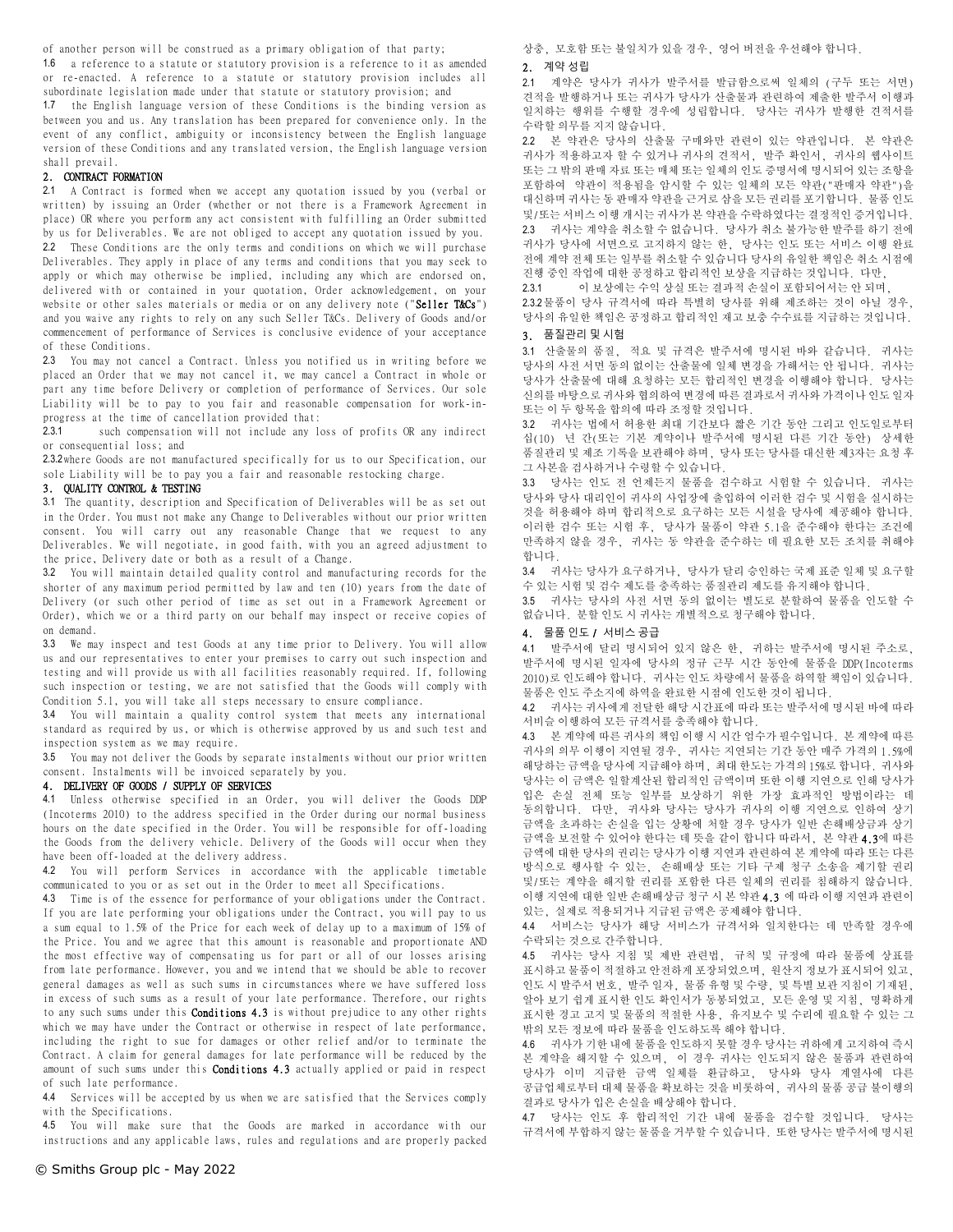of another person will be construed as a primary obligation of that party;

1.6 a reference to a statute or statutory provision is a reference to it as amended or re-enacted. A reference to a statute or statutory provision includes all subordinate legislation made under that statute or statutory provision; and

1.7 the English language version of these Conditions is the binding version as between you and us. Any translation has been prepared for convenience only. In the event of any conflict, ambiguity or inconsistency between the English language version of these Conditions and any translated version, the English language version shall prevail.

## 2. CONTRACT FORMATION

2.1 A Contract is formed when we accept any quotation issued by you (verbal or written) by issuing an Order (whether or not there is a Framework Agreement in place) OR where you perform any act consistent with fulfilling an Order submitted by us for Deliverables. We are not obliged to accept any quotation issued by you.

2.2 These Conditions are the only terms and conditions on which we will purchase Deliverables. They apply in place of any terms and conditions that you may seek to apply or which may otherwise be implied, including any which are endorsed on, delivered with or contained in your quotation, Order acknowledgement, on your website or other sales materials or media or on any delivery note ("**Seller T&Cs**") and you waive any rights to rely on any such Seller T&Cs. Delivery of Goods and/or commencement of performance of Services is conclusive evidence of your acceptance of these Conditions.

2.3 You may not cancel a Contract. Unless you notified us in writing before we placed an Order that we may not cancel it, we may cancel a Contract in whole or part any time before Delivery or completion of performance of Services. Our sole Liability will be to pay to you fair and reasonable compensation for work-in-progress at the time of cancellation provided that:

2.3.1 such compensation will not include any loss of profits OR any indirect or consequential loss; and

2.3.2 where Goods are not manufactured specifically for us to our Specification, our sole Liability will be to pay you a fair and reasonable restocking charge.

## 3. QUALITY CONTROL & TESTING

3.1 The quantity, description and Specification of Deliverables will be as set out in the Order. You must not make any Change to Deliverables without our prior written consent. You will carry out any reasonable Change that we request to any Deliverables. We will negotiate, in good faith, with you an agreed adjustment to the price, Delivery date or both as a result of a Change.

3.2 You will maintain detailed quality control and manufacturing records for the shorter of any maximum period permitted by law and ten (10) years from the date of Delivery (or such other period of time as set out in a Framework Agreement or Order), which we or a third party on our behalf may inspect or receive copies of on demand.

3.3 We may inspect and test Goods at any time prior to Delivery. You will allow us and our representatives to enter your premises to carry out such inspection and testing and will provide us with all facilities reasonably required. If, following such inspection or testing, we are not satisfied that the Goods will comply with Condition 5.1, you will take all steps necessary to ensure compliance.

3.4 You will maintain a quality control system that meets any international standard as required by us, or which is otherwise approved by us and such test and inspection system as we may require.

3.5 You may not deliver the Goods by separate instalments without our prior written consent. Instalments will be invoiced separately by you.

## 4. DELIVERY OF GOODS / SUPPLY OF SERVICES

4.1 Unless otherwise specified in an Order, you will deliver the Goods DDP (Incoterms 2010) to the address specified in the Order during our normal business hours on the date specified in the Order. You will be responsible for off-loading the Goods from the delivery vehicle. Delivery of the Goods will occur when they have been off-loaded at the delivery address.

4.2 You will perform Services in accordance with the applicable timetable communicated to you or as set out in the Order to meet all Specifications.

4.3 Time is of the essence for performance of your obligations under the Contract. If you are late performing your obligations under the Contract, you will pay to us a sum equal to 1.5% of the Price for each week of delay up to a maximum of 15% of the Price. You and we agree that this amount is reasonable and proportionate AND the most effective way of compensating us for part or all of our losses arising from late performance. However, you and we intend that we should be able to recover general damages as well as such sums in circumstances where we have suffered loss in excess of such sums as a result of your late performance. Therefore, our rights to any such sums under this **Conditions 4.3** is without prejudice to any other rights which we may have under the Contract or otherwise in respect of late performance, including the right to sue for damages or other relief and/or to terminate the Contract. A claim for general damages for late performance will be reduced by the amount of such sums under this **Conditions 4.3** actually applied or paid in respect of such late performance.

4.4 Services will be accepted by us when we are satisfied that the Services comply with the Specifications.

4.5 You will make sure that the Goods are marked in accordance with our instructions and any applicable laws, rules and regulations and are properly packed

상충, 모호함 또는 불일치가 있을 경우, 영어 버전을 우선해야 합니다.

## 2. 계약 성립

2.1 계약은 당사가 귀사가 발주서를 발급함으로써 일체의 (구두 또는 서면) 견적을 발행하거나 또는 귀사가 당사가 산출물과 관련하여 제출한 발주서 이행과 일치하는 행위를 수행할 경우에 성립합니다. 당사는 귀사가 발행한 견적서를 수락할 의무를 지지 않습니다.

2.2 본 약관은 당사의 산출물 구매와만 관련이 있는 약관입니다. 본 약관은 귀사가 적용하고자 할 수 있거나 귀사의 견적서, 발주 확인서, 귀사의 웹사이트 또는 그 밖의 판매 자료 또는 매체 또는 일체의 인도 증명서에 명시되어 있는 조항을 포함하여 약관이 적용됨을 암시할 수 있는 일체의 모든 약관("판매자 약관")을 대신하며 귀사는 동 판매자 약관을 근거로 삼을 모든 권리를 포기합니다. 물품 인도 및/또는 서비스 이행 개시는 귀사가 본 약관을 수락하였다는 결정적인 증거입니다.

2.3 귀사는 계약을 취소할 수 없습니다. 당사가 취소 불가능한 발주를 하기 전에 귀사가 당사에 서면으로 고지하지 않는 한, 당사는 인도 또는 서비스 이행 완료 전에 계약 전체 또는 일부를 취소할 수 있습니다 당사의 유일한 책임은 취소 시점에 진행 중인 작업에 대한 공정하고 합리적인 보상을 지급하는 것입니다. 다만,

2.3.1 이 보상에는 수익 상실 또는 결과적 손실이 포함되어서는 안 되며,

2.3.2 물품이 당사 규격서에 따라 특별히 당사를 위해 제조하는 것이 아닐 경우, 당사의 유일한 책임은 공정하고 합리적인 재고 보충 수수료를 지급하는 것입니다.

## 3. 품질관리 및 시험

3.1 산출물의 품질, 적요 및 규격은 발주서에 명시된 바와 같습니다. 귀사는 당사의 사전 서면 동의 없이는 산출물에 일체 변경을 가해서는 안 됩니다. 귀사는 당사가 산출물에 대해 요청하는 모든 합리적인 변경을 이행해야 합니다. 당사는 신의를 바탕으로 귀사와 협의하여 변경에 따른 결과로서 귀사와 가격이나 인도 일자 또는 이 두 항목을 합의에 따라 조정할 것입니다.

3.2 귀사는 법에서 허용한 최대 기간보다 짧은 기간 동안 그리고 인도일로부터 십(10) 년 간(또는 기본 계약이나 발주서에 명시된 다른 기간 동안) 상세한 품질관리 및 제조 기록을 보관해야 하며, 당사 또는 당사를 대신한 제3자는 요청 후 그 사본을 검사하거나 수령할 수 있습니다.

3.3 당사는 인도 전 언제든지 물품을 검수하고 시험할 수 있습니다. 귀사는 당사와 당사 대리인이 귀사의 사업장에 출입하여 이러한 검수 및 시험을 실시하는 것을 허용해야 하며 합리적으로 요구하는 모든 시설을 당사에 제공해야 합니다. 이러한 검수 또는 시험 후, 당사가 물품이 약관 5.1을 준수해야 한다는 조건에 만족하지 않을 경우, 귀사는 동 약관을 준수하는 데 필요한 모든 조치를 취해야 합니다.

3.4 귀사는 당사가 요구하거나, 당사가 달리 승인하는 국제 표준 일체 및 요구할 수 있는 시험 및 검수 제도를 충족하는 품질관리 제도를 유지해야 합니다.

3.5 귀사는 당사의 사전 서면 동의 없이는 별도로 분할하여 물품을 인도할 수 없습니다. 분할 인도 시 귀사는 개별적으로 청구해야 합니다.

## 4. 물품 인도 / 서비스 공급

4.1 발주서에 달리 명시되어 있지 않은 한, 귀하는 발주서에 명시된 주소로, 발주서에 명시된 일자에 당사의 정규 근무 시간 동안에 물품을 DDP(Incoterms 2010)로 인도해야 합니다. 귀사는 인도 차량에서 물품을 하역할 책임이 있습니다. 물품은 인도 주소지에 하역을 완료한 시점에 인도한 것이 됩니다.

4.2 귀사는 귀사에게 전달한 해당 시간표에 따라 또는 발주서에 명시된 바에 따라 서비스를 이행하여 모든 규격서를 충족해야 합니다.

4.3 본 계약에 따른 귀사의 책임 이행 시 시간 엄수가 필수입니다. 본 계약에 따른 귀사의 의무 이행이 지연될 경우, 귀사는 지연되는 기간 동안 매주 가격의 1.5%에 해당하는 금액을 당사에 지급해야 하며, 최대 한도는 가격의 15%로 합니다. 귀사와 당사는 이 금액은 일할계산된 합리적인 금액이며 또한 이행 지연으로 인해 당사가 입은 손실 전체 또는 일부를 보상하기 위한 가장 효과적인 방법이라는 데 동의합니다. 다만, 귀사와 당사는 당사가 귀사의 이행 지연으로 인하여 상기 금액을 초과하는 손실을 입는 상황에 처할 경우 당사가 일반 손해배상금과 상기 금액을 보전할 수 있어야 한다는 데 뜻을 같이 합니다 따라서, 본 약관 **4.3**에 따른 금액에 대한 당사의 권리는 당사가 이행 지연과 관련하여 본 계약에 따라 또는 다른 방식으로 행사할 수 있는, 손해배상 또는 기타 구제 청구 소송을 제기할 권리 및/또는 계약을 해지할 권리를 포함한 다른 일체의 권리를 침해하지 않습니다. 이행 지연에 대한 일반 손해배상금 청구 시 본 약관 **4.3** 에 따라 이행 지연과 관련이 있는, 실제로 적용되거나 지급된 금액은 공제해야 합니다.

4.4 서비스는 당사가 해당 서비스가 규격서와 일치한다는 데 만족할 경우에 수락되는 것으로 간주합니다.

4.5 귀사는 당사 지침 및 제반 관련법, 규칙 및 규정에 따라 물품에 상표를 표시하고 물품이 적절하고 안전하게 포장되었으며, 원산지 정보가 표시되어 있고, 인도 시 발주서 번호, 발주 일자, 물품 유형 및 수량, 및 특별 보관 지침이 기재된, 알아 보기 쉽게 표시한 인도 확인서가 동봉되었고, 모든 운영 및 지침, 명확하게 표시한 경고 고지 및 물품의 적절한 사용, 유지보수 및 수리에 필요할 수 있는 그 밖의 모든 정보에 따라 물품을 인도하도록 해야 합니다.

4.6 귀사가 기한 내에 물품을 인도하지 못할 경우 당사는 귀하에게 고지하여 즉시 본 계약을 해지할 수 있으며, 이 경우 귀사는 인도되지 않은 물품과 관련하여 당사가 이미 지급한 금액 일체를 환급하고, 당사와 당사 계열사에 다른 공급업체로부터 대체 물품을 확보하는 것을 비롯하여, 귀사의 물품 공급 불이행의 결과로 당사가 입은 손실을 배상해야 합니다.

4.7 당사는 인도 후 합리적인 기간 내에 물품을 검수할 것입니다. 당사는 규격서에 부합하지 않는 물품을 거부할 수 있습니다. 또한 당사는 발주서에 명시된

© Smiths Group plc - May 2022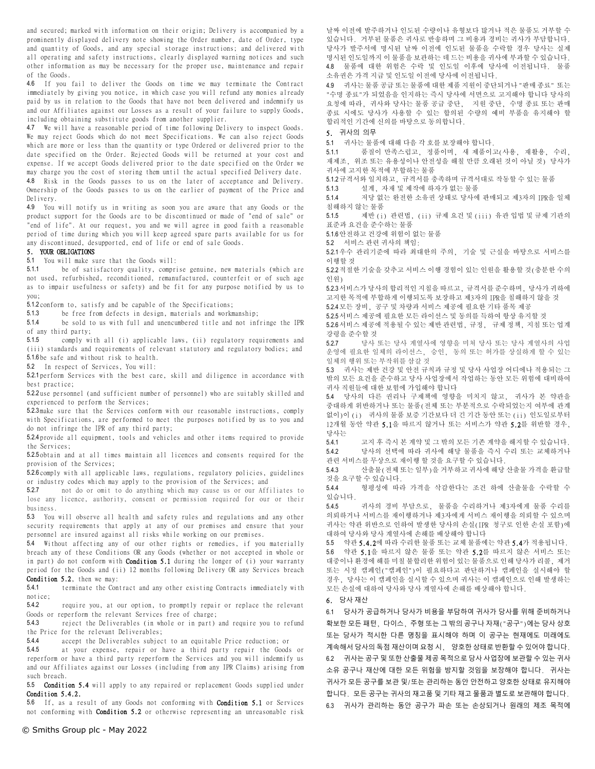and secured; marked with information on their origin; Delivery is accompanied by a prominently displayed delivery note showing the Order number, date of Order, type and quantity of Goods, and any special storage instructions; and delivered with all operating and safety instructions, clearly displayed warning notices and such other information as may be necessary for the proper use, maintenance and repair of the Goods.

4.6 If you fail to deliver the Goods on time we may terminate the Contract immediately by giving you notice, in which case you will refund any monies already paid by us in relation to the Goods that have not been delivered and indemnify us and our Affiliates against our Losses as a result of your failure to supply Goods, including obtaining substitute goods from another supplier.

4.7 We will have a reasonable period of time following Delivery to inspect Goods. We may reject Goods which do not meet Specifications. We can also reject Goods which are more or less than the quantity or type Ordered or delivered prior to the date specified on the Order. Rejected Goods will be returned at your cost and expense. If we accept Goods delivered prior to the date specified on the Order we may charge you the cost of storing them until the actual specified Delivery date.

4.8 Risk in the Goods passes to us on the later of acceptance and Delivery. Ownership of the Goods passes to us on the earlier of payment of the Price and Delivery.

4.9 You will notify us in writing as soon you are aware that any Goods or the product support for the Goods are to be discontinued or made of "end of sale" or "end of life". At our request, you and we will agree in good faith a reasonable period of time during which you will keep agreed spare parts available for us for any discontinued, desupported, end of life or end of sale Goods.

## 5. YOUR OBLIGATIONS

5.1 You will make sure that the Goods will:

5.1.1 be of satisfactory quality, comprise genuine, new materials (which are not used, refurbished, reconditioned, remanufactured, counterfeit or of such age as to impair usefulness or safety) and be fit for any purpose notified by us to you;

5.1.2 conform to, satisfy and be capable of the Specifications;

5.1.3 be free from defects in design, materials and workmanship;

5.1.4 be sold to us with full and unencumbered title and not infringe the IPR of any third party;

5.1.5 comply with all (i) applicable laws, (ii) regulatory requirements and (iii) standards and requirements of relevant statutory and regulatory bodies; and

5.1.6 be safe and without risk to health.

5.2 In respect of Services, You will:

5.2.1 perform Services with the best care, skill and diligence in accordance with best practice;

5.2.2 use personnel (and sufficient number of personnel) who are suitably skilled and experienced to perform the Services;

5.2.3 make sure that the Services conform with our reasonable instructions, comply with Specifications, are performed to meet the purposes notified by us to you and do not infringe the IPR of any third party;

5.2.4 provide all equipment, tools and vehicles and other items required to provide the Services;

5.2.5 obtain and at all times maintain all licences and consents required for the provision of the Services;

5.2.6 comply with all applicable laws, regulations, regulatory policies, guidelines or industry codes which may apply to the provision of the Services; and

5.2.7 not do or omit to do anything which may cause us or our Affiliates to lose any licence, authority, consent or permission required for our or their business.

5.3 You will observe all health and safety rules and regulations and any other security requirements that apply at any of our premises and ensure that your personnel are insured against all risks while working on our premises.

5.4 Without affecting any of our other rights or remedies, if you materially breach any of these Conditions OR any Goods (whether or not accepted in whole or in part) do not conform with **Condition 5.1** during the longer of (i) your warranty period for the Goods and (ii) 12 months following Delivery OR any Services breach **Condition 5.2**, then we may:

5.4.1 terminate the Contract and any other existing Contracts immediately with notice;

5.4.2 require you, at our option, to promptly repair or replace the relevant Goods or reperform the relevant Services free of charge;

5.4.3 reject the Deliverables (in whole or in part) and require you to refund the Price for the relevant Deliverables;

5.4.4 accept the Deliverables subject to an equitable Price reduction; or

5.4.5 at your expense, repair or have a third party repair the Goods or reperform or have a third party reperform the Services and you will indemnify us and our Affiliates against our Losses (including from any IPR Claims) arising from such breach.

5.5 **Condition 5.4** will apply to any repaired or replacement Goods supplied under **Condition 5.4.2**.

5.6 If, as a result of any Goods not conforming with **Condition 5.1** or Services not conforming with **Condition 5.2** or otherwise representing an unreasonable risk

날짜 이전에 발주하거나 인도된 수량이나 유형보다 많거나 적은 물품도 거부할 수 있습니다. 거부된 물품은 귀사로 반송하며 그 비용과 경비는 귀사가 부담합니다. 당사가 발주서에 명시된 날짜 이전에 인도된 물품을 수락할 경우 당사는 실제 명시된 인도일까지 이 물품을 보관하는 데 드는 비용을 귀사에 부과할 수 있습니다.

4.8 물품에 대한 위험은 수락 및 인도일 이후에 당사에 이전됩니다. 물품 소유권은 가격 지급 및 인도일 이전에 당사에 이전됩니다.

4.9 귀사는 물품 공급 또는 물품에 대한 제품 지원이 중단되거나 "판매 종료" 또는 "수명 종료"가 되었음을 인지하는 즉시 당사에 서면으로 고지해야 합니다 당사의 요청에 따라, 귀사와 당사는 물품 공급 중단, 지원 중단, 수명 종료 또는 판매 종료 시에도 당사가 사용할 수 있는 합의된 수량의 예비 부품을 유지해야 할 합리적인 기간에 신의를 바탕으로 동의합니다.

## 5. 귀사의 의무

5.1 귀사는 물품에 대해 다음 각 호를 보장해야 합니다.

5.1.1 품질이 만족스럽고, 정품이며, 새 제품이고(사용, 재활용, 수리, 재제조, 위조 또는 유용성이나 안전성을 해칠 만큼 오래된 것이 아닐 것) 당사가 귀사에 고지한 목적에 부합하는 물품

5.1.2 규격서와 일치하고, 규격서를 충족하며 규격서대로 작동할 수 있는 물품

5.1.3 설계, 자재 및 제작에 하자가 없는 물품

5.1.4 저당 없는 완전한 소유권 상태로 당사에 판매되고 제3자의 IPR을 일체 침해하지 않는 물품

5.1.5 제반 (i) 관련법, (ii) 규제 요건 및 (iii) 유관 입법 및 규제 기관의 표준과 요건을 준수하는 물품

5.1.6 안전하고 건강에 위험이 없는 물품

5.2 서비스 관련 귀사의 책임:

5.2.1 우수 관리기준에 따라 최대한의 주의, 기술 및 근실을 바탕으로 서비스를 이행할 것

5.2.2 적절한 기술을 갖추고 서비스 이행 경험이 있는 인원을 활용할 것(충분한 수의 인원)

5.2.3 서비스가 당사의 합리적인 지침을 따르고, 규격서를 준수하며, 당사가 귀하에 고지한 목적에 부합하게 이행되도록 보장하고 제3자의 IPR을 침해하지 않을 것

5.2.4 모든 장비, 공구 및 차량과 서비스 제공에 필요한 기타 품목 제공

5.2.5 서비스 제공에 필요한 모든 라이선스 및 동의를 득하여 항상 유지할 것

5.2.6 서비스 제공에 적용될 수 있는 제반 관련법, 규정, 규제 정책, 지침 또는 업계 강령을 준수할 것

5.2.7 당사 또는 당사 계열사에 영향을 미쳐 당사 또는 당사 계열사의 사업 운영에 필요한 일체의 라이선스, 승인, 동의 또는 허가를 상실하게 할 수 있는 일체의 행위 또는 부작위를 삼갈 것

5.3 귀사는 제반 건강 및 안전 규칙과 규정 및 당사 사업장 어디에나 적용되는 그 밖의 모든 요건을 준수하고 당사 사업장에서 작업하는 동안 모든 위험에 대비하여 귀사 직원들에 대한 보험에 가입해야 합니다

5.4 당사의 다른 권리나 구제책에 영향을 미치지 않고, 귀사가 본 약관을 중대하게 위반하거나 또는 물품(전체 또는 부분적으로 수락되었는지 여부에 관계없이)이 (i) 귀사의 물품 보증 기간보다 더 긴 기간 동안 또는 (ii) 인도일로부터 12개월 동안 약관 **5.1**을 따르지 않거나 또는 서비스가 약관 **5.2**를 위반할 경우, 당사는

5.4.1 고지 후 즉시 본 계약 및 그 밖의 모든 기존 계약을 해지할 수 있습니다.

5.4.2 당사의 선택에 따라 귀사에 해당 물품을 즉시 수리 또는 교체하거나 관련 서비스를 무상으로 재이행 할 것을 요구할 수 있습니다.

5.4.3 산출물(전체 또는 일부)을 거부하고 귀사에 해당 산출물 가격을 환급할 것을 요구할 수 있습니다.

5.4.4 형평성에 따라 가격을 삭감한다는 조건 하에 산출물을 수락할 수 있습니다.

5.4.5 귀사의 경비 부담으로, 물품을 수리하거나 제3자에게 물품 수리를 의뢰하거나 서비스를 재이행하거나 제3자에게 서비스 재이행을 의뢰할 수 있으며 귀사는 약관 위반으로 인하여 발생한 당사의 손실(IPR 청구로 인한 손실 포함)에 대하여 당사와 당사 계열사에 손해를 배상해야 합니다

5.5 약관 **5.4.2**에 따라 수리한 물품 또는 교체 물품에는 약관 **5.4**가 적용됩니다.

5.6 약관 **5.1**을 따르지 않은 물품 또는 약관 **5.2**를 따르지 않은 서비스 또는 대중이나 환경에 해를 미칠 불합리한 위험이 있는 물품으로 인해 당사가 리콜, 제거 또는 시정 캠페인("캠페인")이 필요하다고 판단하거나 캠페인을 실시해야 할 경우, 당사는 이 캠페인을 실시할 수 있으며 귀사는 이 캠페인으로 인해 발생하는 모든 손실에 대하여 당사와 당사 계열사에 손해를 배상해야 합니다.

## 6. 당사 재산

6.1 당사가 공급하거나 당사가 비용을 부담하여 귀사가 당사를 위해 준비하거나 확보한 모든 패턴, 다이스, 주형 또는 그 밖의 공구나 자재("공구")에는 당사 상호 또는 당사가 적시한 다른 명칭을 표시해야 하며 이 공구는 현재에도 미래에도 계속해서 당사의 독점 재산이며 요청 시, 양호한 상태로 반환할 수 있어야 합니다.

6.2 귀사는 공구 및 또한 산출물 제공 목적으로 당사 사업장에 보관할 수 있는 귀사 소유 공구나 재산에 대한 모든 위험을 방지할 것임을 보장해야 합니다. 귀사는 귀사가 모든 공구를 보관 및/또는 관리하는 동안 안전하고 양호한 상태로 유지해야 합니다. 모든 공구는 귀사의 재고품 및 기타 재고 물품과 별도로 보관해야 합니다.

6.3 귀사가 관리하는 동안 공구가 파손 또는 손상되거나 원래의 제조 목적에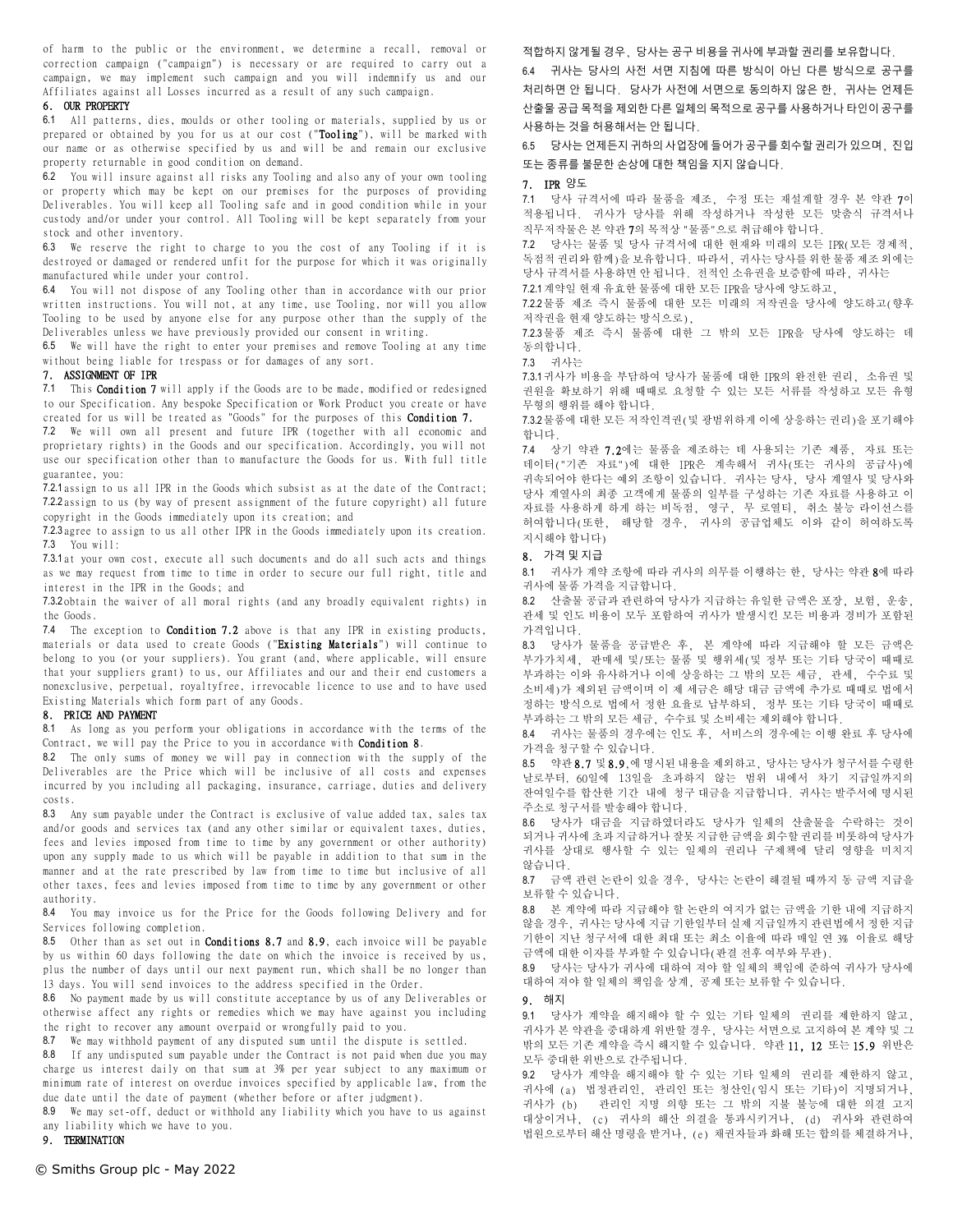of harm to the public or the environment, we determine a recall, removal or correction campaign ("campaign") is necessary or are required to carry out a campaign, we may implement such campaign and you will indemnify us and our Affiliates against all Losses incurred as a result of any such campaign.

## 6. OUR PROPERTY

6.1 All patterns, dies, moulds or other tooling or materials, supplied by us or prepared or obtained by you for us at our cost ("**Tooling**"), will be marked with our name or as otherwise specified by us and will be and remain our exclusive property returnable in good condition on demand.

6.2 You will insure against all risks any Tooling and also any of your own tooling or property which may be kept on our premises for the purposes of providing Deliverables. You will keep all Tooling safe and in good condition while in your custody and/or under your control. All Tooling will be kept separately from your stock and other inventory.

6.3 We reserve the right to charge to you the cost of any Tooling if it is destroyed or damaged or rendered unfit for the purpose for which it was originally manufactured while under your control.

6.4 You will not dispose of any Tooling other than in accordance with our prior written instructions. You will not, at any time, use Tooling, nor will you allow Tooling to be used by anyone else for any purpose other than the supply of the Deliverables unless we have previously provided our consent in writing.

6.5 We will have the right to enter your premises and remove Tooling at any time without being liable for trespass or for damages of any sort.

## 7. ASSIGNMENT OF IPR

7.1 This **Condition 7** will apply if the Goods are to be made, modified or redesigned to our Specification. Any bespoke Specification or Work Product you create or have created for us will be treated as "Goods" for the purposes of this **Condition 7.**

7.2 We will own all present and future IPR (together with all economic and proprietary rights) in the Goods and our specification. Accordingly, you will not use our specification other than to manufacture the Goods for us. With full title guarantee, you:

7.2.1 assign to us all IPR in the Goods which subsist as at the date of the Contract;

7.2.2 assign to us (by way of present assignment of the future copyright) all future copyright in the Goods immediately upon its creation; and

7.2.3 agree to assign to us all other IPR in the Goods immediately upon its creation.

7.3 You will:

7.3.1 at your own cost, execute all such documents and do all such acts and things as we may request from time to time in order to secure our full right, title and interest in the IPR in the Goods; and

7.3.2 obtain the waiver of all moral rights (and any broadly equivalent rights) in the Goods.

7.4 The exception to **Condition 7.2** above is that any IPR in existing products, materials or data used to create Goods ("**Existing Materials**") will continue to belong to you (or your suppliers). You grant (and, where applicable, will ensure that your suppliers grant) to us, our Affiliates and our and their end customers a nonexclusive, perpetual, royaltyfree, irrevocable licence to use and to have used Existing Materials which form part of any Goods.

## 8. PRICE AND PAYMENT

8.1 As long as you perform your obligations in accordance with the terms of the Contract, we will pay the Price to you in accordance with **Condition 8**.

8.2 The only sums of money we will pay in connection with the supply of the Deliverables are the Price which will be inclusive of all costs and expenses incurred by you including all packaging, insurance, carriage, duties and delivery costs.

8.3 Any sum payable under the Contract is exclusive of value added tax, sales tax and/or goods and services tax (and any other similar or equivalent taxes, duties, fees and levies imposed from time to time by any government or other authority) upon any supply made to us which will be payable in addition to that sum in the manner and at the rate prescribed by law from time to time but inclusive of all other taxes, fees and levies imposed from time to time by any government or other authority.

8.4 You may invoice us for the Price for the Goods following Delivery and for Services following completion.

8.5 Other than as set out in **Conditions 8.7** and **8.9**, each invoice will be payable by us within 60 days following the date on which the invoice is received by us, plus the number of days until our next payment run, which shall be no longer than 13 days. You will send invoices to the address specified in the Order.

8.6 No payment made by us will constitute acceptance by us of any Deliverables or otherwise affect any rights or remedies which we may have against you including the right to recover any amount overpaid or wrongfully paid to you.

8.7 We may withhold payment of any disputed sum until the dispute is settled.

8.8 If any undisputed sum payable under the Contract is not paid when due you may charge us interest daily on that sum at 3% per year subject to any maximum or minimum rate of interest on overdue invoices specified by applicable law, from the due date until the date of payment (whether before or after judgment).

8.9 We may set-off, deduct or withhold any liability which you have to us against any liability which we have to you.

## 9. TERMINATION

적합하지 않게될 경우, 당사는 공구 비용을 귀사에 부과할 권리를 보유합니다.

6.4 귀사는 당사의 사전 서면 지침에 따른 방식이 아닌 다른 방식으로 공구를 처리하면 안 됩니다. 당사가 사전에 서면으로 동의하지 않은 한, 귀사는 언제든 산출물 공급 목적을 제외한 다른 일체의 목적으로 공구를 사용하거나 타인이 공구를 사용하는 것을 허용해서는 안 됩니다.

6.5 당사는 언제든지 귀하의 사업장에 들어가 공구를 회수할 권리가 있으며, 진입 또는 종류를 불문한 손상에 대한 책임을 지지 않습니다.

## 7. IPR 양도

7.1 당사 규격서에 따라 물품을 제조, 수정 또는 재설계할 경우 본 약관 7이 적용됩니다. 귀사가 당사를 위해 작성하거나 작성한 모든 맞춤식 규격서나 직무저작물은 본 약관 7의 목적상 "물품"으로 취급해야 합니다.

7.2 당사는 물품 및 당사 규격서에 대한 현재와 미래의 모든 IPR(모든 경제적, 독점적 권리와 함께)을 보유합니다. 따라서, 귀사는 당사를 위한 물품 제조 외에는 당사 규격서를 사용하면 안 됩니다. 전적인 소유권을 보증함에 따라, 귀사는

7.2.1 계약일 현재 유효한 물품에 대한 모든 IPR을 당사에 양도하고,

7.2.2 물품 제조 즉시 물품에 대한 모든 미래의 저작권을 당사에 양도하고(향후 저작권을 현재 양도하는 방식으로),

7.2.3 물품 제조 즉시 물품에 대한 그 밖의 모든 IPR을 당사에 양도하는 데 동의합니다.

7.3 귀사는

7.3.1 귀사가 비용을 부담하여 당사가 물품에 대한 IPR의 완전한 권리, 소유권 및 권원을 확보하기 위해 때때로 요청할 수 있는 모든 서류를 작성하고 모든 유형 무형의 행위를 해야 합니다.

7.3.2 물품에 대한 모든 저작인격권(및 광범위하게 이에 상응하는 권리)을 포기해야 합니다.

7.4 상기 약관 7.2에는 물품을 제조하는 데 사용되는 기존 제품, 자료 또는 데이터("기존 자료")에 대한 IPR은 계속해서 귀사(또는 귀사의 공급사)에 귀속되어야 한다는 예외 조항이 있습니다. 귀사는 당사, 당사 계열사 및 당사와 당사 계열사의 최종 고객에게 물품의 일부를 구성하는 기존 자료를 사용하고 이 자료를 사용하게 하게 하는 비독점, 영구, 무 로열티, 취소 불능 라이선스를 허여합니다(또한, 해당할 경우, 귀사의 공급업체도 이와 같이 허여하도록 지시해야 합니다)

## 8. 가격 및 지급

8.1 귀사가 계약 조항에 따라 귀사의 의무를 이행하는 한, 당사는 약관 8에 따라 귀사에 물품 가격을 지급합니다.

8.2 산출물 공급과 관련하여 당사가 지급하는 유일한 금액은 포장, 보험, 운송, 관세 및 인도 비용이 모두 포함하여 귀사가 발생시킨 모든 비용과 경비가 포함된 가격입니다.

8.3 당사가 물품을 공급받은 후, 본 계약에 따라 지급해야 할 모든 금액은 부가가치세, 판매세 및/또는 물품 및 행위세(및 정부 또는 기타 당국이 때때로 부과하는 이와 유사하거나 이에 상응하는 그 밖의 모든 세금, 관세, 수수료 및 소비세)가 제외된 금액이며 이 제 세금은 해당 대금 금액에 추가로 때때로 법에서 정하는 방식으로 법에서 정한 요율로 납부하되, 정부 또는 기타 당국이 때때로 부과하는 그 밖의 모든 세금, 수수료 및 소비세는 제외해야 합니다.

8.4 귀사는 물품의 경우에는 인도 후, 서비스의 경우에는 이행 완료 후 당사에 가격을 청구할 수 있습니다.

8.5 약관 8.7 및 8.9.에 명시된 내용을 제외하고, 당사는 당사가 청구서를 수령한 날로부터, 60일에 13일을 초과하지 않는 범위 내에서 차기 지급일까지의 잔여일수를 합산한 기간 내에 청구 대금을 지급합니다. 귀사는 발주서에 명시된 주소로 청구서를 발송해야 합니다.

8.6 당사가 대금을 지급하였더라도 당사가 일체의 산출물을 수락하는 것이 되거나 귀사에 초과 지급하거나 잘못 지급한 금액을 회수할 권리를 비롯하여 당사가 귀사를 상대로 행사할 수 있는 일체의 권리나 구제책에 달리 영향을 미치지 않습니다.

8.7 금액 관련 논란이 있을 경우, 당사는 논란이 해결될 때까지 동 금액 지급을 보류할 수 있습니다.

8.8 본 계약에 따라 지급해야 할 논란의 여지가 없는 금액을 기한 내에 지급하지 않을 경우, 귀사는 당사에 지급 기한일부터 실제 지급일까지 관련법에서 정한 지급 기한이 지난 청구서에 대한 최대 또는 최소 이율에 따라 매일 연 3% 이율로 해당 금액에 대한 이자를 부과할 수 있습니다(판결 전후 여부와 무관).

8.9 당사는 당사가 귀사에 대하여 져야 할 일체의 책임에 준하여 귀사가 당사에 대하여 져야 할 일체의 책임을 상계, 공제 또는 보류할 수 있습니다.

## 9. 해지

9.1 당사가 계약을 해지해야 할 수 있는 기타 일체의 권리를 제한하지 않고, 귀사가 본 약관을 중대하게 위반할 경우, 당사는 서면으로 고지하여 본 계약 및 그 밖의 모든 기존 계약을 즉시 해지할 수 있습니다. 약관 11, 12 또는 15.9 위반은 모두 중대한 위반으로 간주됩니다.

9.2 당사가 계약을 해지해야 할 수 있는 기타 일체의 권리를 제한하지 않고, 귀사에 (a) 법정관리인, 관리인 또는 청산인(임시 또는 기타)이 지명되거나, 귀사가 (b) 관리인 지명 의향 또는 그 밖의 지불 불능에 대한 의결 고지 대상이거나, (c) 귀사의 해산 의결을 통과시키거나, (d) 귀사와 관련하여 법원으로부터 해산 명령을 받거나, (e) 채권자들과 화해 또는 합의를 체결하거나,

© Smiths Group plc - May 2022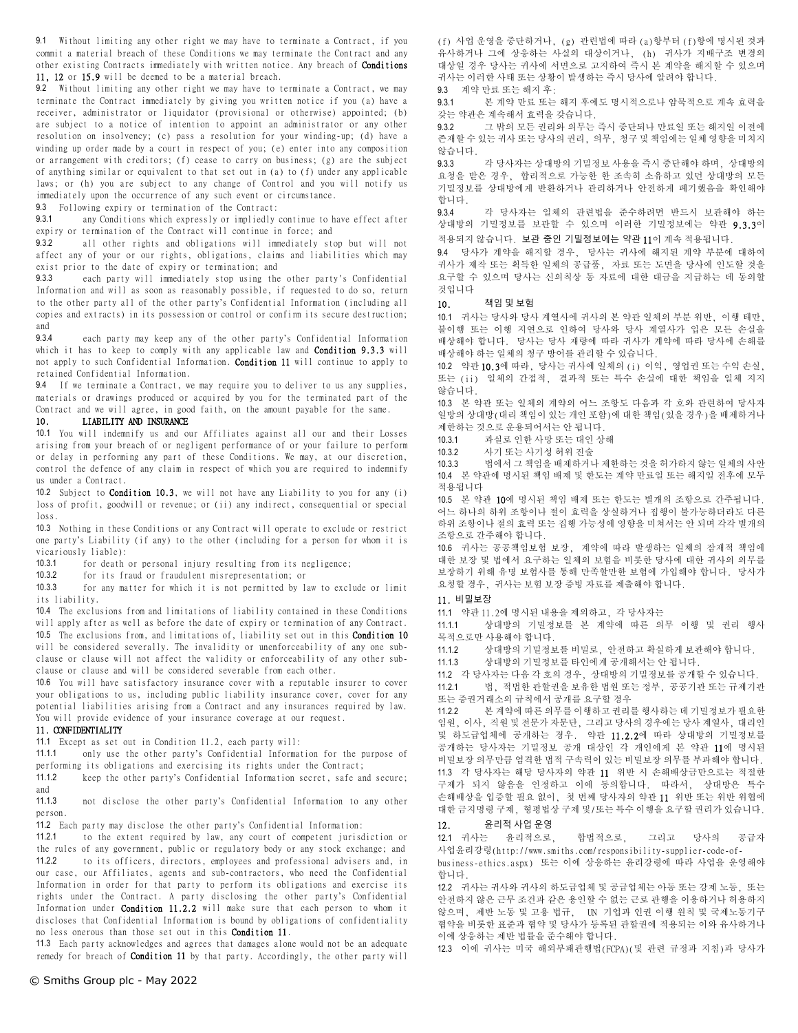9.1 Without limiting any other right we may have to terminate a Contract, if you commit a material breach of these Conditions we may terminate the Contract and any other existing Contracts immediately with written notice. Any breach of **Conditions 11, 12** or **15.9** will be deemed to be a material breach.

9.2 Without limiting any other right we may have to terminate a Contract, we may terminate the Contract immediately by giving you written notice if you (a) have a receiver, administrator or liquidator (provisional or otherwise) appointed; (b) are subject to a notice of intention to appoint an administrator or any other resolution on insolvency; (c) pass a resolution for your winding-up; (d) have a winding up order made by a court in respect of you; (e) enter into any composition or arrangement with creditors; (f) cease to carry on business; (g) are the subject of anything similar or equivalent to that set out in (a) to (f) under any applicable laws; or (h) you are subject to any change of Control and you will notify us immediately upon the occurrence of any such event or circumstance.

9.3 Following expiry or termination of the Contract:

9.3.1 any Conditions which expressly or impliedly continue to have effect after expiry or termination of the Contract will continue in force; and

9.3.2 all other rights and obligations will immediately stop but will not affect any of your or our rights, obligations, claims and liabilities which may exist prior to the date of expiry or termination; and

9.3.3 each party will immediately stop using the other party's Confidential Information and will as soon as reasonably possible, if requested to do so, return to the other party all of the other party's Confidential Information (including all copies and extracts) in its possession or control or confirm its secure destruction; and

9.3.4 each party may keep any of the other party's Confidential Information which it has to keep to comply with any applicable law and **Condition 9.3.3** will not apply to such Confidential Information. **Condition 11** will continue to apply to retained Confidential Information.

9.4 If we terminate a Contract, we may require you to deliver to us any supplies, materials or drawings produced or acquired by you for the terminated part of the Contract and we will agree, in good faith, on the amount payable for the same.

## 10. LIABILITY AND INSURANCE

10.1 You will indemnify us and our Affiliates against all our and their Losses arising from your breach of or negligent performance of or your failure to perform or delay in performing any part of these Conditions. We may, at our discretion, control the defence of any claim in respect of which you are required to indemnify us under a Contract.

10.2 Subject to **Condition 10.3**, we will not have any Liability to you for any (i) loss of profit, goodwill or revenue; or (ii) any indirect, consequential or special loss.

10.3 Nothing in these Conditions or any Contract will operate to exclude or restrict one party's Liability (if any) to the other (including for a person for whom it is vicariously liable):

10.3.1 for death or personal injury resulting from its negligence;

10.3.2 for its fraud or fraudulent misrepresentation; or

10.3.3 for any matter for which it is not permitted by law to exclude or limit its liability.

10.4 The exclusions from and limitations of liability contained in these Conditions will apply after as well as before the date of expiry or termination of any Contract.

10.5 The exclusions from, and limitations of, liability set out in this **Condition 10** will be considered severally. The invalidity or unenforceability of any one sub-clause or clause will not affect the validity or enforceability of any other sub-clause or clause and will be considered severable from each other.

10.6 You will have satisfactory insurance cover with a reputable insurer to cover your obligations to us, including public liability insurance cover, cover for any potential liabilities arising from a Contract and any insurances required by law. You will provide evidence of your insurance coverage at our request.

## 11. CONFIDENTIALITY

11.1 Except as set out in Condition 11.2, each party will:

11.1.1 only use the other party's Confidential Information for the purpose of performing its obligations and exercising its rights under the Contract;

11.1.2 keep the other party's Confidential Information secret, safe and secure; and

11.1.3 not disclose the other party's Confidential Information to any other person.

11.2 Each party may disclose the other party's Confidential Information:

11.2.1 to the extent required by law, any court of competent jurisdiction or the rules of any government, public or regulatory body or any stock exchange; and

11.2.2 to its officers, directors, employees and professional advisers and, in our case, our Affiliates, agents and sub-contractors, who need the Confidential Information in order for that party to perform its obligations and exercise its rights under the Contract. A party disclosing the other party's Confidential Information under **Condition 11.2.2** will make sure that each person to whom it discloses that Confidential Information is bound by obligations of confidentiality no less onerous than those set out in this **Condition 11**.

11.3 Each party acknowledges and agrees that damages alone would not be an adequate remedy for breach of **Condition 11** by that party. Accordingly, the other party will

(f) 사업 운영을 중단하거나, (g) 관련법에 따라 (a)항부터 (f)항에 명시된 것과 유사하거나 그에 상응하는 사실의 대상이거나, (h) 귀사가 지배구조 변경의 대상일 경우 당사는 귀사에 서면으로 고지하여 즉시 본 계약을 해지할 수 있으며 귀사는 이러한 사태 또는 상황이 발생하는 즉시 당사에 알려야 합니다.

9.3 계약 만료 또는 해지 후:

9.3.1 본 계약 만료 또는 해지 후에도 명시적으로나 암묵적으로 계속 효력을 갖는 약관은 계속해서 효력을 갖습니다.

9.3.2 그 밖의 모든 권리와 의무는 즉시 중단되나 만료일 또는 해지일 이전에 존재할 수 있는 귀사 또는 당사의 권리, 의무, 청구 및 책임에는 일체 영향을 미치지 않습니다.

9.3.3 각 당사자는 상대방의 기밀정보 사용을 즉시 중단해야 하며, 상대방의 요청을 받은 경우, 합리적으로 가능한 한 조속히 소유하고 있던 상대방의 모든 기밀정보를 상대방에게 반환하거나 관리하거나 안전하게 폐기했음을 확인해야 합니다.

9.3.4 각 당사자는 일체의 관련법을 준수하려면 반드시 보관해야 하는 상대방의 기밀정보를 보관할 수 있으며 이러한 기밀정보에는 약관 **9.3.3**이 적용되지 않습니다. **보관 중인 기밀정보에는 약관 11**이 계속 적용됩니다.

9.4 당사가 계약을 해지할 경우, 당사는 귀사에 해지된 계약 부분에 대하여 귀사가 제작 또는 획득한 일체의 공급품, 자료 또는 도면을 당사에 인도할 것을 요구할 수 있으며 당사는 신의칙상 동 자료에 대한 대금을 지급하는 데 동의할 것입니다

## 10. 책임 및 보험

10.1 귀사는 당사와 당사 계열사에 귀사의 본 약관 일체의 부분 위반, 이행 태만, 불이행 또는 이행 지연으로 인하여 당사와 당사 계열사가 입은 모든 손실을 배상해야 합니다. 당사는 당사 재량에 따라 귀사가 계약에 따라 당사에 손해를 배상해야 하는 일체의 청구 방어를 관리할 수 있습니다.

10.2 약관 **10.3**에 따라, 당사는 귀사에 일체의 (i) 이익, 영업권 또는 수익 손실, 또는 (ii) 일체의 간접적, 결과적 또는 특수 손실에 대한 책임을 일체 지지 않습니다.

10.3 본 약관 또는 일체의 계약의 어느 조항도 다음과 각 호와 관련하여 당사자 일방의 상대방(대리 책임이 있는 개인 포함)에 대한 책임(있을 경우)을 배제하거나 제한하는 것으로 운용되어서는 안 됩니다.

10.3.1 과실로 인한 사망 또는 대인 상해

10.3.2 사기 또는 사기성 허위 진술

10.3.3 법에서 그 책임을 배제하거나 제한하는 것을 허가하지 않는 일체의 사안

10.4 본 약관에 명시된 책임 배제 및 한도는 계약 만료일 또는 해지일 전후에 모두 적용됩니다

10.5 본 약관 **10**에 명시된 책임 배제 또는 한도는 별개의 조항으로 간주됩니다. 어느 하나의 하위 조항이나 절이 효력을 상실하거나 집행이 불가능하더라도 다른 하위 조항이나 절의 효력 또는 집행 가능성에 영향을 미쳐서는 안 되며 각각 별개의 조항으로 간주해야 합니다.

10.6 귀사는 공공책임보험 보장, 계약에 따라 발생하는 일체의 잠재적 책임에 대한 보장 및 법에서 요구하는 일체의 보험을 비롯한 당사에 대한 귀사의 의무를 보장하기 위해 유명 보험사를 통해 만족할만한 보험에 가입해야 합니다. 당사가 요청할 경우, 귀사는 보험 보장 증빙 자료를 제출해야 합니다.

## 11. 비밀보장

11.1 약관 11.2에 명시된 내용을 제외하고, 각 당사자는

11.1.1 상대방의 기밀정보를 본 계약에 따른 의무 이행 및 권리 행사 목적으로만 사용해야 합니다.

11.1.2 상대방의 기밀정보를 비밀로, 안전하고 확실하게 보관해야 합니다.

11.1.3 상대방의 기밀정보를 타인에게 공개해서는 안 됩니다.

11.2 각 당사자는 다음 각 호의 경우, 상대방의 기밀정보를 공개할 수 있습니다.

11.2.1 법, 적법한 관할권을 보유한 법원 또는 정부, 공공기관 또는 규제기관 또는 증권거래소의 규칙에서 공개를 요구할 경우

11.2.2 본 계약에 따른 의무를 이행하고 권리를 행사하는 데 기밀정보가 필요한 임원, 이사, 직원 및 전문가 자문단, 그리고 당사의 경우에는 당사 계열사, 대리인 및 하도급업체에 공개하는 경우. 약관 **11.2.2**에 따라 상대방의 기밀정보를 공개하는 당사자는 기밀정보 공개 대상인 각 개인에게 본 약관 **11**에 명시된 비밀보장 의무만큼 엄격한 법적 구속력이 있는 비밀보장 의무를 부과해야 합니다.

11.3 각 당사자는 해당 당사자의 약관 **11** 위반 시 손해배상금만으로는 적절한 구제가 되지 않음을 인정하고 이에 동의합니다. 따라서, 상대방은 특수 손해배상을 입증할 필요 없이, 첫 번째 당사자의 약관 **11** 위반 또는 위반 위협에 대한 금지명령 구제, 형평법상 구제 및/또는 특수 이행을 요구할 권리가 있습니다.

## 12. 윤리적 사업 운영

12.1 귀사는 윤리적으로, 합법적으로, 그리고 당사의 공급자 사업윤리강령(http://www.smiths.com/responsibility-supplier-code-of-business-ethics.aspx) 또는 이에 상응하는 윤리강령에 따라 사업을 운영해야 합니다.

12.2 귀사는 귀사와 귀사의 하도급업체 및 공급업체는 아동 또는 강제 노동, 또는 안전하지 않은 근무 조건과 같은 용인할 수 없는 근로 관행을 이용하거나 허용하지 않으며, 제반 노동 및 고용 법규, UN 기업과 인권 이행 원칙 및 국제노동기구 협약을 비롯한 표준과 협약 및 당사가 등록된 관할권에 적용되는 이와 유사하거나 이에 상응하는 제반 법률을 준수해야 합니다.

12.3 이에 귀사는 미국 해외부패관행법(FCPA)(및 관련 규정과 지침)과 당사가

© Smiths Group plc - May 2022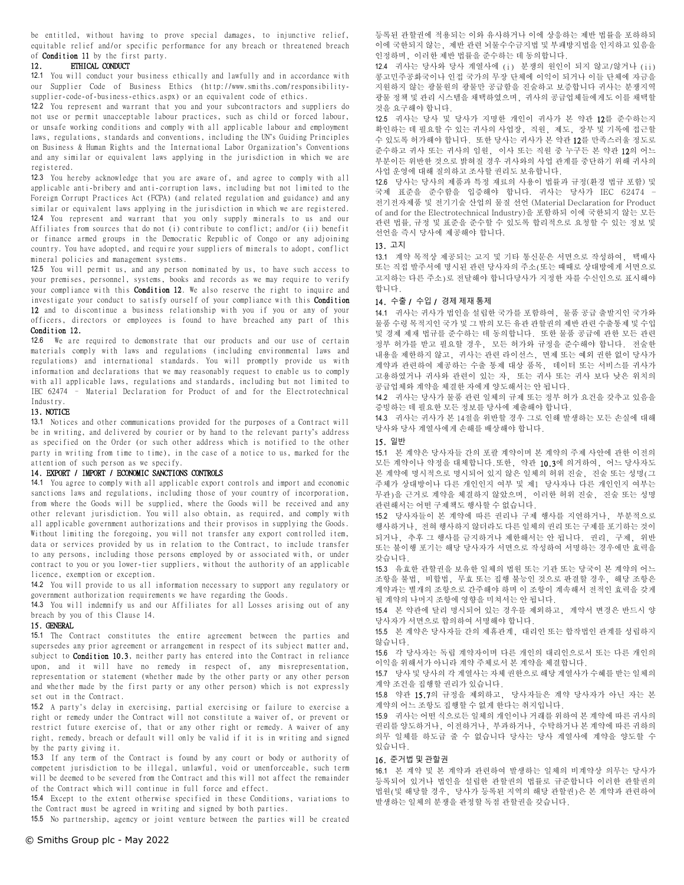be entitled, without having to prove special damages, to injunctive relief, equitable relief and/or specific performance for any breach or threatened breach of **Condition 11** by the first party.

## 12. ETHICAL CONDUCT

12.1 You will conduct your business ethically and lawfully and in accordance with our Supplier Code of Business Ethics (http://www.smiths.com/responsibility-supplier-code-of-business-ethics.aspx) or an equivalent code of ethics.

12.2 You represent and warrant that you and your subcontractors and suppliers do not use or permit unacceptable labour practices, such as child or forced labour, or unsafe working conditions and comply with all applicable labour and employment laws, regulations, standards and conventions, including the UN's Guiding Principles on Business & Human Rights and the International Labor Organization's Conventions and any similar or equivalent laws applying in the jurisdiction in which we are registered.

12.3 You hereby acknowledge that you are aware of, and agree to comply with all applicable anti-bribery and anti-corruption laws, including but not limited to the Foreign Corrupt Practices Act (FCPA) (and related regulation and guidance) and any similar or equivalent laws applying in the jurisdiction in which we are registered.

12.4 You represent and warrant that you only supply minerals to us and our Affiliates from sources that do not (i) contribute to conflict; and/or (ii) benefit or finance armed groups in the Democratic Republic of Congo or any adjoining country. You have adopted, and require your suppliers of minerals to adopt, conflict mineral policies and management systems.

12.5 You will permit us, and any person nominated by us, to have such access to your premises, personnel, systems, books and records as we may require to verify your compliance with this **Condition 12**. We also reserve the right to inquire and investigate your conduct to satisfy ourself of your compliance with this **Condition 12** and to discontinue a business relationship with you if you or any of your officers, directors or employees is found to have breached any part of this **Condition 12**.

12.6 We are required to demonstrate that our products and our use of certain materials comply with laws and regulations (including environmental laws and regulations) and international standards. You will promptly provide us with information and declarations that we may reasonably request to enable us to comply with all applicable laws, regulations and standards, including but not limited to IEC 62474 – Material Declaration for Product of and for the Electrotechnical Industry.

## 13. NOTICE

13.1 Notices and other communications provided for the purposes of a Contract will be in writing, and delivered by courier or by hand to the relevant party's address as specified on the Order (or such other address which is notified to the other party in writing from time to time), in the case of a notice to us, marked for the attention of such person as we specify.

## 14. EXPORT / IMPORT / ECONOMIC SANCTIONS CONTROLS

14.1 You agree to comply with all applicable export controls and import and economic sanctions laws and regulations, including those of your country of incorporation, from where the Goods will be supplied, where the Goods will be received and any other relevant jurisdiction. You will also obtain, as required, and comply with all applicable government authorizations and their provisos in supplying the Goods. Without limiting the foregoing, you will not transfer any export controlled item, data or services provided by us in relation to the Contract, to include transfer to any persons, including those persons employed by or associated with, or under contract to you or you lower-tier suppliers, without the authority of an applicable licence, exemption or exception.

14.2 You will provide to us all information necessary to support any regulatory or government authorization requirements we have regarding the Goods.

14.3 You will indemnify us and our Affiliates for all Losses arising out of any breach by you of this Clause 14.

## 15. GENERAL

15.1 The Contract constitutes the entire agreement between the parties and supersedes any prior agreement or arrangement in respect of its subject matter and, subject to **Condition 10.3**, neither party has entered into the Contract in reliance upon, and it will have no remedy in respect of, any misrepresentation, representation or statement (whether made by the other party or any other person and whether made by the first party or any other person) which is not expressly set out in the Contract.

15.2 A party's delay in exercising, partial exercising or failure to exercise a right or remedy under the Contract will not constitute a waiver of, or prevent or restrict future exercise of, that or any other right or remedy. A waiver of any right, remedy, breach or default will only be valid if it is in writing and signed by the party giving it.

15.3 If any term of the Contract is found by any court or body or authority of competent jurisdiction to be illegal, unlawful, void or unenforceable, such term will be deemed to be severed from the Contract and this will not affect the remainder of the Contract which will continue in full force and effect.

15.4 Except to the extent otherwise specified in these Conditions, variations to the Contract must be agreed in writing and signed by both parties.

15.5 No partnership, agency or joint venture between the parties will be created

등록된 관할권에 적용되는 이와 유사하거나 이에 상응하는 제반 법률을 포함하되 이에 국한되지 않는, 제반 관련 뇌물수수금지법 및 부패방지법을 인지하고 있음을 인정하며, 이러한 제반 법률을 준수하는 데 동의합니다.

12.4 귀사는 당사와 당사 계열사에 (i) 분쟁의 원인이 되지 않고/않거나 (ii) 콩고민주공화국이나 인접 국가의 무장 단체에 이익이 되거나 이들 단체에 자금을 지원하지 않는 광물원의 광물만 공급함을 진술하고 보증합니다 귀사는 분쟁지역 광물 정책 및 관리 시스템을 채택하였으며, 귀사의 공급업체들에게도 이를 채택할 것을 요구해야 합니다.

12.5 귀사는 당사 및 당사가 지명한 개인이 귀사가 본 약관 **12**를 준수하는지 확인하는 데 필요할 수 있는 귀사의 사업장, 직원, 제도, 장부 및 기록에 접근할 수 있도록 허가해야 합니다. 또한 당사는 귀사가 본 약관 **12**를 만족스러울 정도로 준수하고 귀사 또는 귀사의 임원, 이사 또는 직원 중 누구든 본 약관 **12**의 어느 부분이든 위반한 것으로 밝혀질 경우 귀사와의 사업 관계를 중단하기 위해 귀사의 사업 운영에 대해 질의하고 조사할 권리도 보유합니다.

12.6 당사는 당사의 제품과 특정 재료의 사용이 법률과 규정(환경 법규 포함) 및 국제 표준을 준수함을 입증해야 합니다. 귀사는 당사가 IEC 62474 – 전기전자제품 및 전기기술 산업의 물질 선언 (Material Declaration for Product of and for the Electrotechnical Industry)을 포함하되 이에 국한되지 않는 모든 관련 법률, 규정 및 표준을 준수할 수 있도록 합리적으로 요청할 수 있는 정보 및 선언을 즉시 당사에 제공해야 합니다.

## 13. 고지

13.1 계약 목적상 제공되는 고지 및 기타 통신문은 서면으로 작성하여, 택배사 또는 직접 발주서에 명시된 관련 당사자의 주소(또는 때때로 상대방에게 서면으로 고지하는 다른 주소)로 전달해야 합니다당사가 지정한 자를 수신인으로 표시해야 합니다.

## 14. 수출 / 수입 / 경제 제재 통제

14.1 귀사는 귀사가 법인을 설립한 국가를 포함하여, 물품 공급 출발지인 국가와 물품 수령 목적지인 국가 및 그 밖의 모든 유관 관할권의 제반 관련 수출통제 및 수입 및 경제 제재 법규를 준수하는 데 동의합니다. 또한 물품 공급에 관한 모든 관련 정부 허가를 받고 필요할 경우, 모든 허가와 규정을 준수해야 합니다. 전술한 내용을 제한하지 않고, 귀사는 관련 라이선스, 면제 또는 예외 권한 없이 당사가 계약과 관련하여 제공하는 수출 통제 대상 품목, 데이터 또는 서비스를 귀사가 고용하였거나 귀사와 관련이 있는 자, 또는 귀사 또는 귀사 보다 낮은 위치의 공급업체와 계약을 체결한 자에게 양도해서는 안 됩니다.

14.2 귀사는 당사가 물품 관련 일체의 규제 또는 정부 허가 요건을 갖추고 있음을 증빙하는 데 필요한 모든 정보를 당사에 제출해야 합니다.

14.3 귀사는 귀사가 본 14절을 위반할 경우 그로 인해 발생하는 모든 손실에 대해 당사와 당사 계열사에게 손해를 배상해야 합니다.

## 15. 일반

15.1 본 계약은 당사자들 간의 포괄 계약이며 본 계약의 주제 사안에 관한 이전의 모든 계약이나 약정을 대체합니다.또한, 약관 **10.3**에 의거하여, 어느 당사자도 본 계약에 명시적으로 명시되어 있지 않은 일체의 허위 진술, 진술 또는 성명(그 주체가 상대방이나 다른 개인인지 여부 및 제1 당사자나 다른 개인인지 여부는 무관)을 근거로 계약을 체결하지 않았으며, 이러한 허위 진술, 진술 또는 성명 관련해서는 어떤 구제책도 행사할 수 없습니다.

15.2 당사자들이 본 계약에 따른 권리나 구제 행사를 지연하거나, 부분적으로 행사하거나, 전혀 행사하지 않더라도 다른 일체의 권리 또는 구제를 포기하는 것이 되거나, 추후 그 행사를 금지하거나 제한해서는 안 됩니다. 권리, 구제, 위반 또는 불이행 포기는 해당 당사자가 서면으로 작성하여 서명하는 경우에만 효력을 갖습니다.

15.3 유효한 관할권을 보유한 일체의 법원 또는 기관 또는 당국이 본 계약의 어느 조항을 불법, 비합법, 무효 또는 집행 불능인 것으로 판결할 경우, 해당 조항은 계약과는 별개의 조항으로 간주해야 하며 이 조항이 계속해서 전적인 효력을 갖게 될 계약의 나머지 조항에 영향을 미쳐서는 안 됩니다.

15.4 본 약관에 달리 명시되어 있는 경우를 제외하고, 계약서 변경은 반드시 양 당사자가 서면으로 합의하여 서명해야 합니다.

15.5 본 계약은 당사자들 간의 제휴관계, 대리인 또는 합작법인 관계를 성립하지 않습니다.

15.6 각 당사자는 독립 계약자이며 다른 개인의 대리인으로서 또는 다른 개인의 이익을 위해서가 아니라 계약 주체로서 본 계약을 체결합니다.

15.7 당사 및 당사의 각 계열사는 자체 권한으로 해당 계열사가 수혜를 받는 일체의 계약 조건을 집행할 권리가 있습니다.

15.8 약관 **15.7**의 규정을 제외하고, 당사자들은 계약 당사자가 아닌 자는 본 계약의 어느 조항도 집행할 수 없게 한다는 취지입니다.

15.9 귀사는 어떤 식으로든 일체의 개인이나 거래를 위하여 본 계약에 따른 귀사의 권리를 양도하거나, 이전하거나, 부과하거나, 수탁하거나 본 계약에 따른 귀하의 의무 일체를 하도급 줄 수 없습니다 당사는 당사 계열사에 계약을 양도할 수 있습니다.

## 16. 준거법 및 관할권

16.1 본 계약 및 본 계약과 관련하여 발생하는 일체의 비계약상 의무는 당사가 등록되어 있거나 법인을 설립한 관할권의 법률로 규준합니다 이러한 관할권의 법원(및 해당할 경우, 당사가 등록된 지역의 해당 관할권)은 본 계약과 관련하여 발생하는 일체의 분쟁을 판정할 독점 관할권을 갖습니다.

© Smiths Group plc - May 2022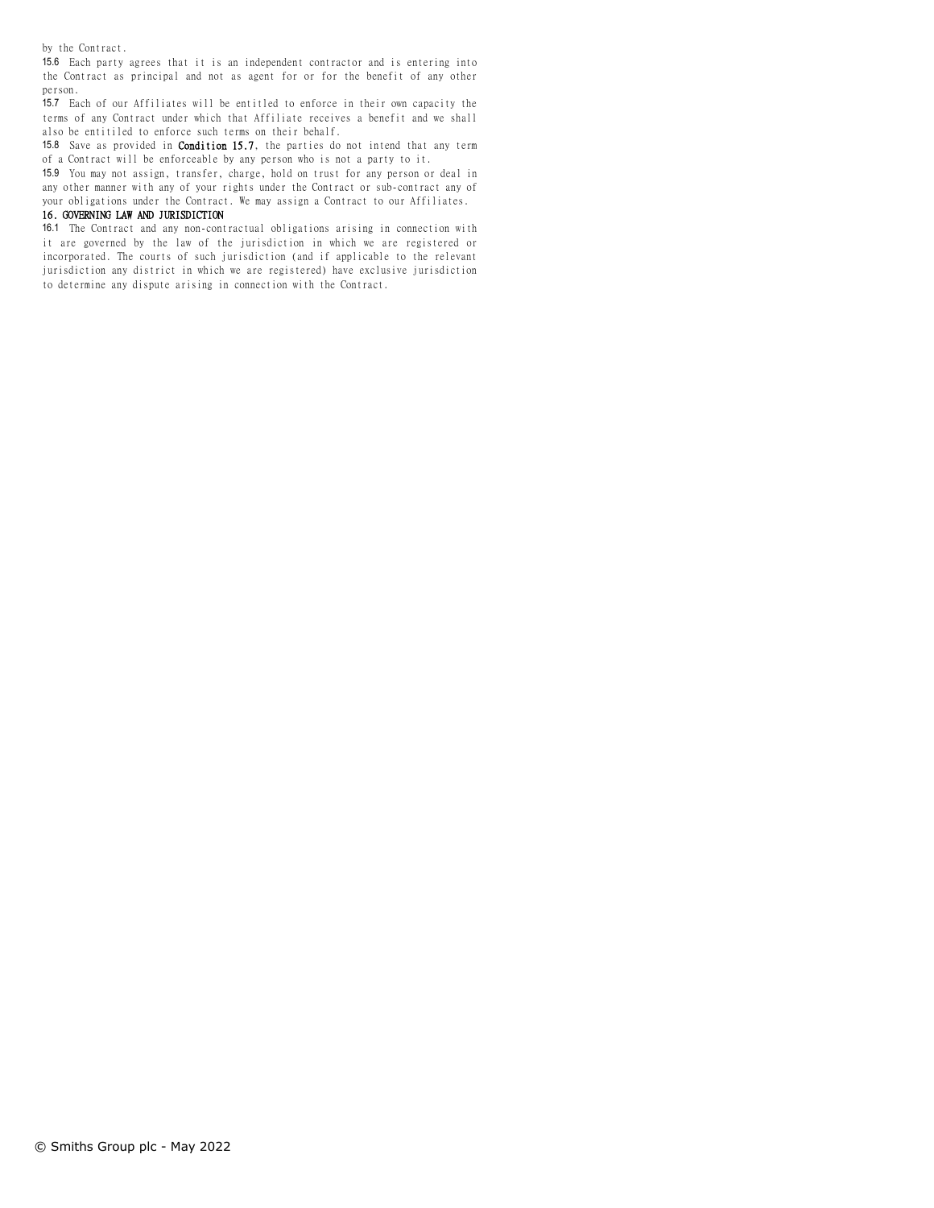by the Contract.

**15.6** Each party agrees that it is an independent contractor and is entering into the Contract as principal and not as agent for or for the benefit of any other person.

**15.7** Each of our Affiliates will be entitled to enforce in their own capacity the terms of any Contract under which that Affiliate receives a benefit and we shall also be entitiled to enforce such terms on their behalf.

**15.8** Save as provided in **Condition 15.7**, the parties do not intend that any term of a Contract will be enforceable by any person who is not a party to it.

**15.9** You may not assign, transfer, charge, hold on trust for any person or deal in any other manner with any of your rights under the Contract or sub-contract any of your obligations under the Contract. We may assign a Contract to our Affiliates.

**16. GOVERNING LAW AND JURISDICTION**

**16.1** The Contract and any non-contractual obligations arising in connection with it are governed by the law of the jurisdiction in which we are registered or incorporated. The courts of such jurisdiction (and if applicable to the relevant jurisdiction any district in which we are registered) have exclusive jurisdiction to determine any dispute arising in connection with the Contract.

© Smiths Group plc - May 2022